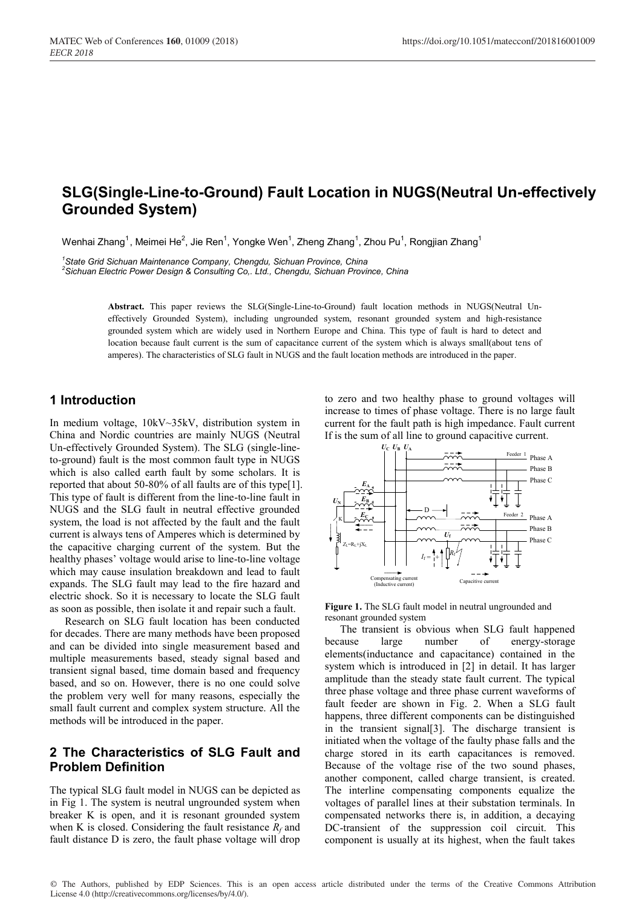# SLG(Single-Line-to-Ground) Fault Location in NUGS(Neutral Un-effectively Grounded System)

Wenhai Zhang[1], Meimei He[2], Jie Ren[1], Yongke Wen[1], Zheng Zhang[1], Zhou Pu[1], Rongjian Zhang[1]

[1]*State Grid Sichuan Maintenance Company, Chengdu, Sichuan Province, China*
[2]*Sichuan Electric Power Design & Consulting Co,. Ltd., Chengdu, Sichuan Province, China*

**Abstract.** This paper reviews the SLG(Single-Line-to-Ground) fault location methods in NUGS(Neutral Un-effectively Grounded System), including ungrounded system, resonant grounded system and high-resistance grounded system which are widely used in Northern Europe and China. This type of fault is hard to detect and location because fault current is the sum of capacitance current of the system which is always small(about tens of amperes). The characteristics of SLG fault in NUGS and the fault location methods are introduced in the paper.

## 1 Introduction

In medium voltage, 10kV~35kV, distribution system in China and Nordic countries are mainly NUGS (Neutral Un-effectively Grounded System). The SLG (single-line-to-ground) fault is the most common fault type in NUGS which is also called earth fault by some scholars. It is reported that about 50-80% of all faults are of this type[1]. This type of fault is different from the line-to-line fault in NUGS and the SLG fault in neutral effective grounded system, the load is not affected by the fault and the fault current is always tens of Amperes which is determined by the capacitive charging current of the system. But the healthy phases' voltage would arise to line-to-line voltage which may cause insulation breakdown and lead to fault expands. The SLG fault may lead to the fire hazard and electric shock. So it is necessary to locate the SLG fault as soon as possible, then isolate it and repair such a fault.

Research on SLG fault location has been conducted for decades. There are many methods have been proposed and can be divided into single measurement based and multiple measurements based, steady signal based and transient signal based, time domain based and frequency based, and so on. However, there is no one could solve the problem very well for many reasons, especially the small fault current and complex system structure. All the methods will be introduced in the paper.

## 2 The Characteristics of SLG Fault and Problem Definition

The typical SLG fault model in NUGS can be depicted as in Fig 1. The system is neutral ungrounded system when breaker K is open, and it is resonant grounded system when K is closed. Considering the fault resistance $R_f$ and fault distance D is zero, the fault phase voltage will drop to zero and two healthy phase to ground voltages will increase to times of phase voltage. There is no large fault current for the fault path is high impedance. Fault current If is the sum of all line to ground capacitive current.

**Figure 1.** The SLG fault model in neutral ungrounded and resonant grounded system

The transient is obvious when SLG fault happened because large number of energy-storage elements(inductance and capacitance) contained in the system which is introduced in [2] in detail. It has larger amplitude than the steady state fault current. The typical three phase voltage and three phase current waveforms of fault feeder are shown in Fig. 2. When a SLG fault happens, three different components can be distinguished in the transient signal[3]. The discharge transient is initiated when the voltage of the faulty phase falls and the charge stored in its earth capacitances is removed. Because of the voltage rise of the two sound phases, another component, called charge transient, is created. The interline compensating components equalize the voltages of parallel lines at their substation terminals. In compensated networks there is, in addition, a decaying DC-transient of the suppression coil circuit. This component is usually at its highest, when the fault takes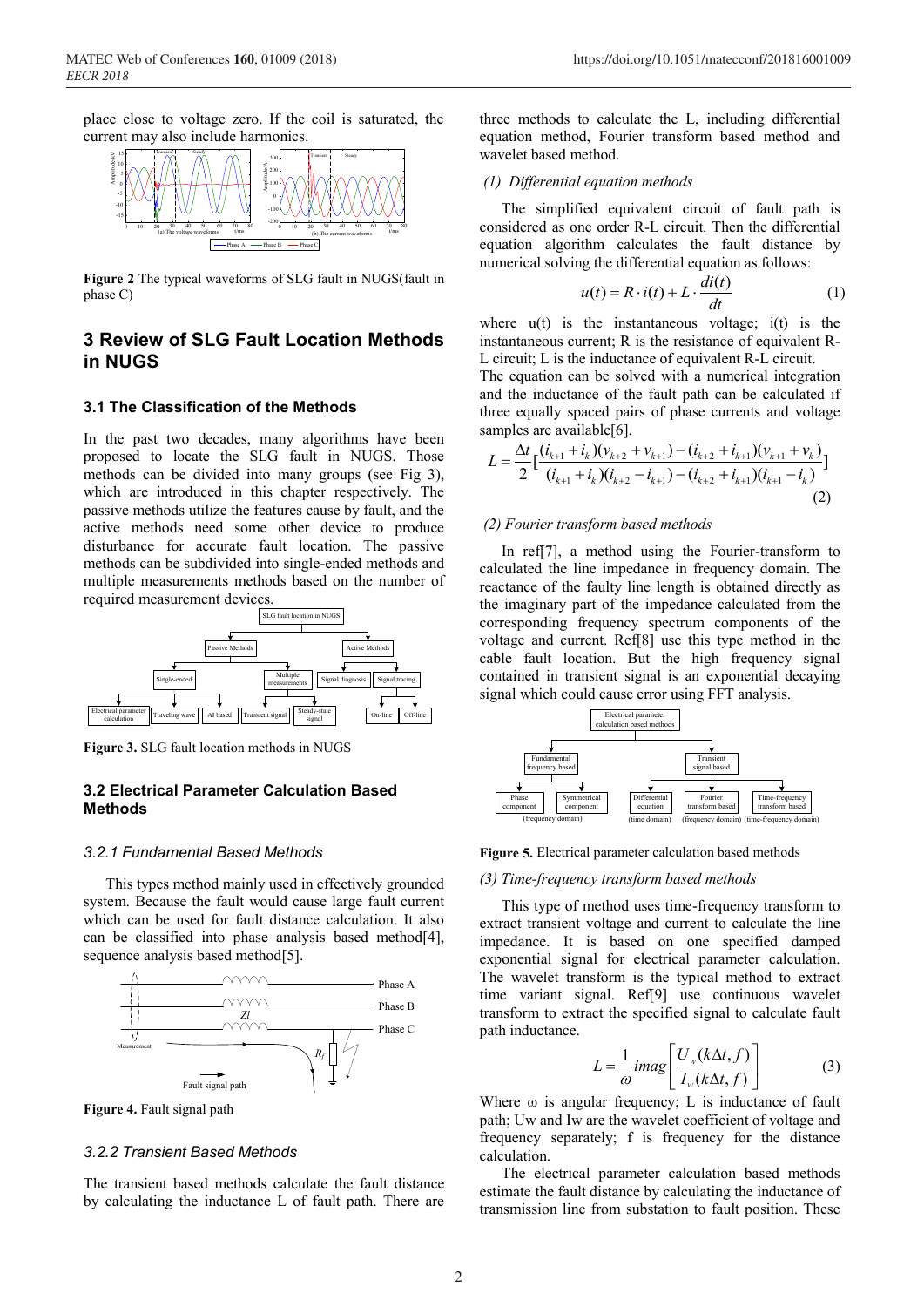place close to voltage zero. If the coil is saturated, the current may also include harmonics.

**Figure 2** The typical waveforms of SLG fault in NUGS(fault in phase C)

## 3 Review of SLG Fault Location Methods in NUGS

### 3.1 The Classification of the Methods

In the past two decades, many algorithms have been proposed to locate the SLG fault in NUGS. Those methods can be divided into many groups (see Fig 3), which are introduced in this chapter respectively. The passive methods utilize the features cause by fault, and the active methods need some other device to produce disturbance for accurate fault location. The passive methods can be subdivided into single-ended methods and multiple measurements methods based on the number of required measurement devices.

**Figure 3.** SLG fault location methods in NUGS

### 3.2 Electrical Parameter Calculation Based Methods

#### *3.2.1 Fundamental Based Methods*

This types method mainly used in effectively grounded system. Because the fault would cause large fault current which can be used for fault distance calculation. It also can be classified into phase analysis based method[4], sequence analysis based method[5].

**Figure 4.** Fault signal path

#### *3.2.2 Transient Based Methods*

The transient based methods calculate the fault distance by calculating the inductance L of fault path. There are three methods to calculate the L, including differential equation method, Fourier transform based method and wavelet based method.

*(1) Differential equation methods*

The simplified equivalent circuit of fault path is considered as one order R-L circuit. Then the differential equation algorithm calculates the fault distance by numerical solving the differential equation as follows:

$$u(t) = R \cdot i(t) + L \cdot \frac{di(t)}{dt} \tag{1}$$

where u(t) is the instantaneous voltage; i(t) is the instantaneous current; R is the resistance of equivalent R-L circuit; L is the inductance of equivalent R-L circuit.
The equation can be solved with a numerical integration and the inductance of the fault path can be calculated if three equally spaced pairs of phase currents and voltage samples are available[6].

$$L = \frac{\Delta t}{2}\left[\frac{(i_{k+1}+i_k)(v_{k+2}+v_{k+1})-(i_{k+2}+i_{k+1})(v_{k+1}+v_k)}{(i_{k+1}+i_k)(i_{k+2}-i_{k+1})-(i_{k+2}+i_{k+1})(i_{k+1}-i_k)}\right] \tag{2}$$

*(2) Fourier transform based methods*

In ref[7], a method using the Fourier-transform to calculated the line impedance in frequency domain. The reactance of the faulty line length is obtained directly as the imaginary part of the impedance calculated from the corresponding frequency spectrum components of the voltage and current. Ref[8] use this type method in the cable fault location. But the high frequency signal contained in transient signal is an exponential decaying signal which could cause error using FFT analysis.

**Figure 5.** Electrical parameter calculation based methods

*(3) Time-frequency transform based methods*

This type of method uses time-frequency transform to extract transient voltage and current to calculate the line impedance. It is based on one specified damped exponential signal for electrical parameter calculation. The wavelet transform is the typical method to extract time variant signal. Ref[9] use continuous wavelet transform to extract the specified signal to calculate fault path inductance.

$$L = \frac{1}{\omega} imag\left[\frac{U_w(k\Delta t, f)}{I_w(k\Delta t, f)}\right] \tag{3}$$

Where ω is angular frequency; L is inductance of fault path; Uw and Iw are the wavelet coefficient of voltage and frequency separately; f is frequency for the distance calculation.

The electrical parameter calculation based methods estimate the fault distance by calculating the inductance of transmission line from substation to fault position. These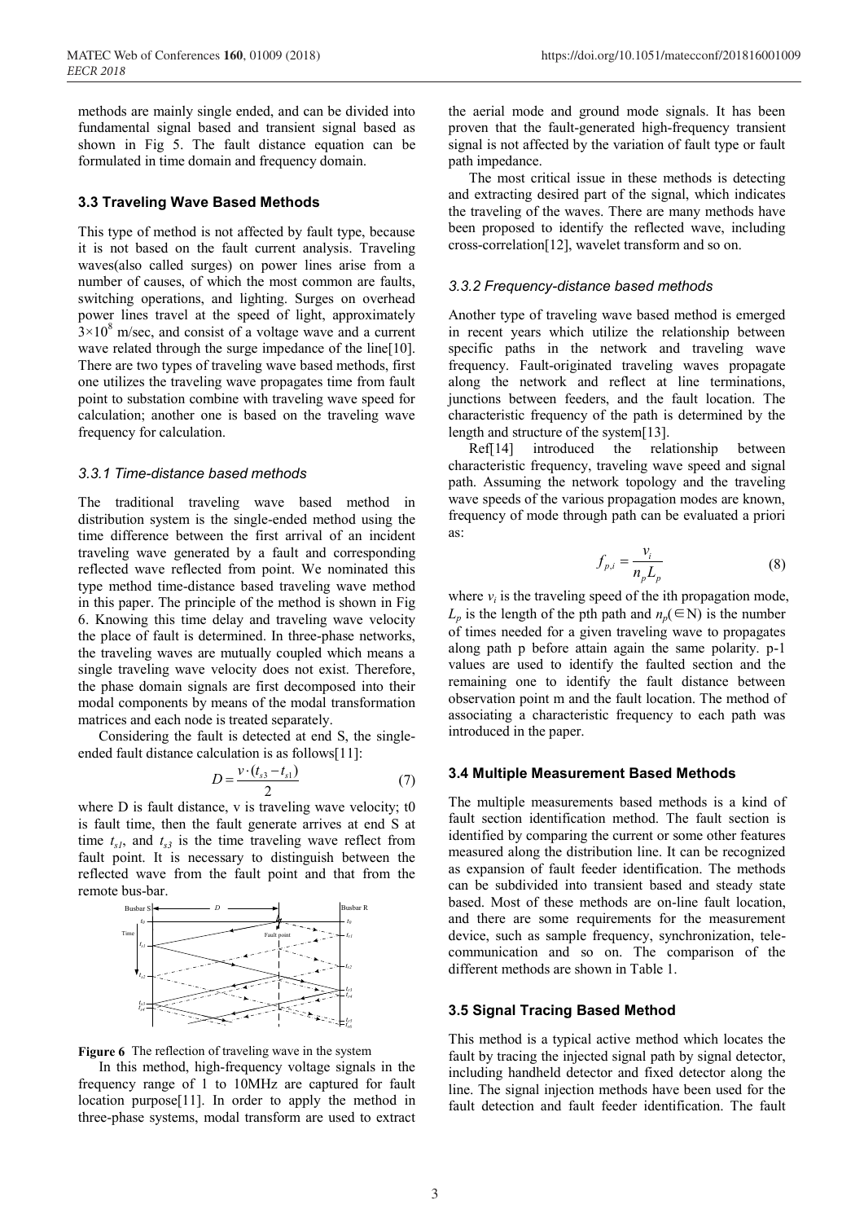methods are mainly single ended, and can be divided into fundamental signal based and transient signal based as shown in Fig 5. The fault distance equation can be formulated in time domain and frequency domain.

### 3.3 Traveling Wave Based Methods

This type of method is not affected by fault type, because it is not based on the fault current analysis. Traveling waves(also called surges) on power lines arise from a number of causes, of which the most common are faults, switching operations, and lighting. Surges on overhead power lines travel at the speed of light, approximately $3\times10^8$ m/sec, and consist of a voltage wave and a current wave related through the surge impedance of the line[10]. There are two types of traveling wave based methods, first one utilizes the traveling wave propagates time from fault point to substation combine with traveling wave speed for calculation; another one is based on the traveling wave frequency for calculation.

#### 3.3.1 Time-distance based methods

The traditional traveling wave based method in distribution system is the single-ended method using the time difference between the first arrival of an incident traveling wave generated by a fault and corresponding reflected wave reflected from point. We nominated this type method time-distance based traveling wave method in this paper. The principle of the method is shown in Fig 6. Knowing this time delay and traveling wave velocity the place of fault is determined. In three-phase networks, the traveling waves are mutually coupled which means a single traveling wave velocity does not exist. Therefore, the phase domain signals are first decomposed into their modal components by means of the modal transformation matrices and each node is treated separately.

Considering the fault is detected at end S, the single-ended fault distance calculation is as follows[11]:

$$D = \frac{v \cdot (t_{s3} - t_{s1})}{2} \quad (7)$$

where D is fault distance, v is traveling wave velocity; t0 is fault time, then the fault generate arrives at end S at time $t_{s1}$, and $t_{s3}$ is the time traveling wave reflect from fault point. It is necessary to distinguish between the reflected wave from the fault point and that from the remote bus-bar.

**Figure 6** The reflection of traveling wave in the system

In this method, high-frequency voltage signals in the frequency range of 1 to 10MHz are captured for fault location purpose[11]. In order to apply the method in three-phase systems, modal transform are used to extract the aerial mode and ground mode signals. It has been proven that the fault-generated high-frequency transient signal is not affected by the variation of fault type or fault path impedance.

The most critical issue in these methods is detecting and extracting desired part of the signal, which indicates the traveling of the waves. There are many methods have been proposed to identify the reflected wave, including cross-correlation[12], wavelet transform and so on.

#### 3.3.2 Frequency-distance based methods

Another type of traveling wave based method is emerged in recent years which utilize the relationship between specific paths in the network and traveling wave frequency. Fault-originated traveling waves propagate along the network and reflect at line terminations, junctions between feeders, and the fault location. The characteristic frequency of the path is determined by the length and structure of the system[13].

Ref[14] introduced the relationship between characteristic frequency, traveling wave speed and signal path. Assuming the network topology and the traveling wave speeds of the various propagation modes are known, frequency of mode through path can be evaluated a priori as:

$$f_{p,i} = \frac{v_i}{n_p L_p} \quad (8)$$

where $v_i$ is the traveling speed of the ith propagation mode, $L_p$ is the length of the pth path and $n_p(\in \mathrm{N})$ is the number of times needed for a given traveling wave to propagates along path p before attain again the same polarity. p-1 values are used to identify the faulted section and the remaining one to identify the fault distance between observation point m and the fault location. The method of associating a characteristic frequency to each path was introduced in the paper.

### 3.4 Multiple Measurement Based Methods

The multiple measurements based methods is a kind of fault section identification method. The fault section is identified by comparing the current or some other features measured along the distribution line. It can be recognized as expansion of fault feeder identification. The methods can be subdivided into transient based and steady state based. Most of these methods are on-line fault location, and there are some requirements for the measurement device, such as sample frequency, synchronization, tele-communication and so on. The comparison of the different methods are shown in Table 1.

### 3.5 Signal Tracing Based Method

This method is a typical active method which locates the fault by tracing the injected signal path by signal detector, including handheld detector and fixed detector along the line. The signal injection methods have been used for the fault detection and fault feeder identification. The fault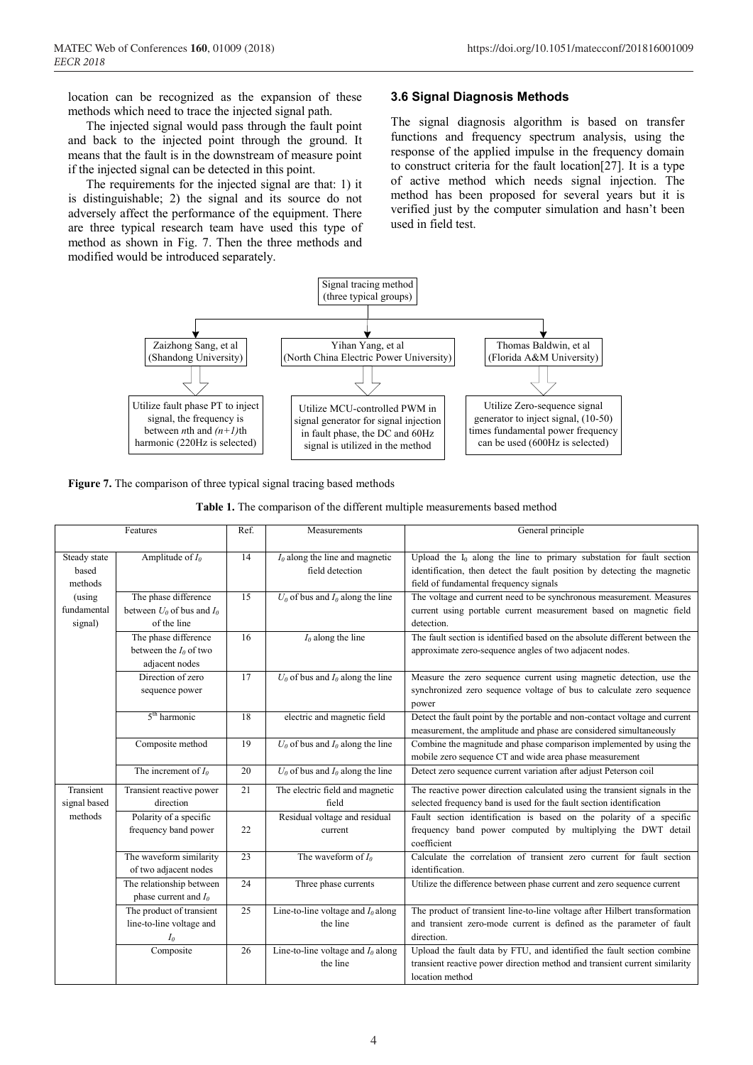location can be recognized as the expansion of these methods which need to trace the injected signal path.

The injected signal would pass through the fault point and back to the injected point through the ground. It means that the fault is in the downstream of measure point if the injected signal can be detected in this point.

The requirements for the injected signal are that: 1) it is distinguishable; 2) the signal and its source do not adversely affect the performance of the equipment. There are three typical research team have used this type of method as shown in Fig. 7. Then the three methods and modified would be introduced separately.

### 3.6 Signal Diagnosis Methods

The signal diagnosis algorithm is based on transfer functions and frequency spectrum analysis, using the response of the applied impulse in the frequency domain to construct criteria for the fault location[27]. It is a type of active method which needs signal injection. The method has been proposed for several years but it is verified just by the computer simulation and hasn't been used in field test.

Signal tracing method (three typical groups)

- Zaizhong Sang, et al (Shandong University) → Utilize fault phase PT to inject signal, the frequency is between $n$th and $(n+1)$th harmonic (220Hz is selected)
- Yihan Yang, et al (North China Electric Power University) → Utilize MCU-controlled PWM in signal generator for signal injection in fault phase, the DC and 60Hz signal is utilized in the method
- Thomas Baldwin, et al (Florida A&M University) → Utilize Zero-sequence signal generator to inject signal, (10-50) times fundamental power frequency can be used (600Hz is selected)

**Figure 7.** The comparison of three typical signal tracing based methods

**Table 1.** The comparison of the different multiple measurements based method

| Features | | Ref. | Measurements | General principle |
|---|---|---|---|---|
| Steady state based methods (using fundamental signal) | Amplitude of $I_0$ | 14 | $I_0$ along the line and magnetic field detection | Upload the $I_0$ along the line to primary substation for fault section identification, then detect the fault position by detecting the magnetic field of fundamental frequency signals |
| | The phase difference between $U_0$ of bus and $I_0$ of the line | 15 | $U_0$ of bus and $I_0$ along the line | The voltage and current need to be synchronous measurement. Measures current using portable current measurement based on magnetic field detection. |
| | The phase difference between the $I_0$ of two adjacent nodes | 16 | $I_0$ along the line | The fault section is identified based on the absolute different between the approximate zero-sequence angles of two adjacent nodes. |
| | Direction of zero sequence power | 17 | $U_0$ of bus and $I_0$ along the line | Measure the zero sequence current using magnetic detection, use the synchronized zero sequence voltage of bus to calculate zero sequence power |
| | $5^{th}$ harmonic | 18 | electric and magnetic field | Detect the fault point by the portable and non-contact voltage and current measurement, the amplitude and phase are considered simultaneously |
| | Composite method | 19 | $U_0$ of bus and $I_0$ along the line | Combine the magnitude and phase comparison implemented by using the mobile zero sequence CT and wide area phase measurement |
| | The increment of $I_0$ | 20 | $U_0$ of bus and $I_0$ along the line | Detect zero sequence current variation after adjust Peterson coil |
| Transient signal based methods | Transient reactive power direction | 21 | The electric field and magnetic field | The reactive power direction calculated using the transient signals in the selected frequency band is used for the fault section identification |
| | Polarity of a specific frequency band power | 22 | Residual voltage and residual current | Fault section identification is based on the polarity of a specific frequency band power computed by multiplying the DWT detail coefficient |
| | The waveform similarity of two adjacent nodes | 23 | The waveform of $I_0$ | Calculate the correlation of transient zero current for fault section identification. |
| | The relationship between phase current and $I_0$ | 24 | Three phase currents | Utilize the difference between phase current and zero sequence current |
| | The product of transient line-to-line voltage and $I_0$ | 25 | Line-to-line voltage and $I_0$ along the line | The product of transient line-to-line voltage after Hilbert transformation and transient zero-mode current is defined as the parameter of fault direction. |
| | Composite | 26 | Line-to-line voltage and $I_0$ along the line | Upload the fault data by FTU, and identified the fault section combine transient reactive power direction method and transient current similarity location method |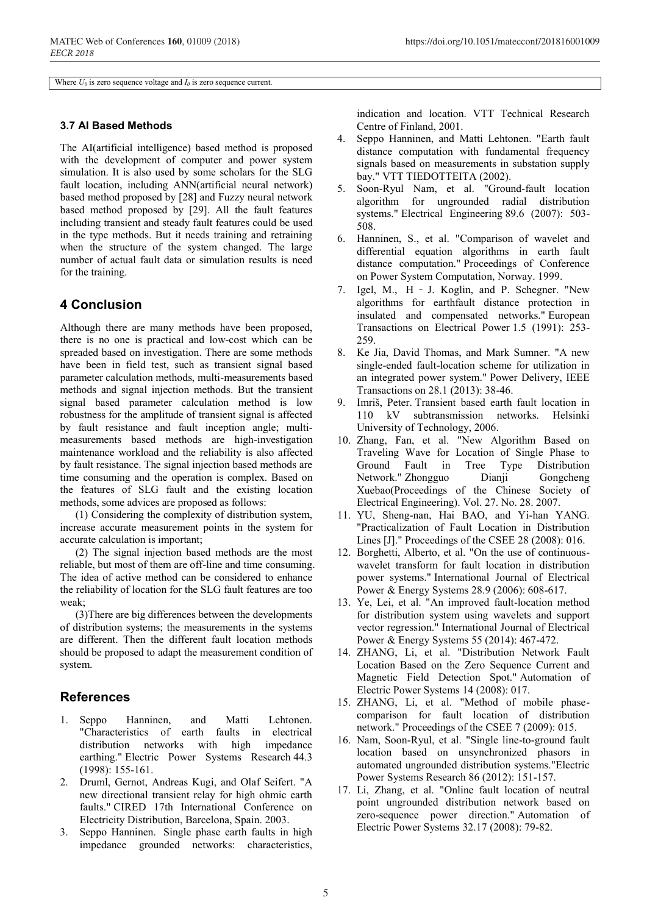Where $U_0$ is zero sequence voltage and $I_0$ is zero sequence current.

### 3.7 AI Based Methods

The AI(artificial intelligence) based method is proposed with the development of computer and power system simulation. It is also used by some scholars for the SLG fault location, including ANN(artificial neural network) based method proposed by [28] and Fuzzy neural network based method proposed by [29]. All the fault features including transient and steady fault features could be used in the type methods. But it needs training and retraining when the structure of the system changed. The large number of actual fault data or simulation results is need for the training.

## 4 Conclusion

Although there are many methods have been proposed, there is no one is practical and low-cost which can be spreaded based on investigation. There are some methods have been in field test, such as transient signal based parameter calculation methods, multi-measurements based methods and signal injection methods. But the transient signal based parameter calculation method is low robustness for the amplitude of transient signal is affected by fault resistance and fault inception angle; multi-measurements based methods are high-investigation maintenance workload and the reliability is also affected by fault resistance. The signal injection based methods are time consuming and the operation is complex. Based on the features of SLG fault and the existing location methods, some advices are proposed as follows:

(1) Considering the complexity of distribution system, increase accurate measurement points in the system for accurate calculation is important;

(2) The signal injection based methods are the most reliable, but most of them are off-line and time consuming. The idea of active method can be considered to enhance the reliability of location for the SLG fault features are too weak;

(3)There are big differences between the developments of distribution systems; the measurements in the systems are different. Then the different fault location methods should be proposed to adapt the measurement condition of system.

## References

1. Seppo Hanninen, and Matti Lehtonen. "Characteristics of earth faults in electrical distribution networks with high impedance earthing." Electric Power Systems Research 44.3 (1998): 155-161.
2. Druml, Gernot, Andreas Kugi, and Olaf Seifert. "A new directional transient relay for high ohmic earth faults." CIRED 17th International Conference on Electricity Distribution, Barcelona, Spain. 2003.
3. Seppo Hanninen. Single phase earth faults in high impedance grounded networks: characteristics, indication and location. VTT Technical Research Centre of Finland, 2001.
4. Seppo Hanninen, and Matti Lehtonen. "Earth fault distance computation with fundamental frequency signals based on measurements in substation supply bay." VTT TIEDOTTEITA (2002).
5. Soon-Ryul Nam, et al. "Ground-fault location algorithm for ungrounded radial distribution systems." Electrical Engineering 89.6 (2007): 503-508.
6. Hanninen, S., et al. "Comparison of wavelet and differential equation algorithms in earth fault distance computation." Proceedings of Conference on Power System Computation, Norway. 1999.
7. Igel, M., H - J. Koglin, and P. Schegner. "New algorithms for earthfault distance protection in insulated and compensated networks." European Transactions on Electrical Power 1.5 (1991): 253-259.
8. Ke Jia, David Thomas, and Mark Sumner. "A new single-ended fault-location scheme for utilization in an integrated power system." Power Delivery, IEEE Transactions on 28.1 (2013): 38-46.
9. Imriš, Peter. Transient based earth fault location in 110 kV subtransmission networks. Helsinki University of Technology, 2006.
10. Zhang, Fan, et al. "New Algorithm Based on Traveling Wave for Location of Single Phase to Ground Fault in Tree Type Distribution Network." Zhongguo Dianji Gongcheng Xuebao(Proceedings of the Chinese Society of Electrical Engineering). Vol. 27. No. 28. 2007.
11. YU, Sheng-nan, Hai BAO, and Yi-han YANG. "Practicalization of Fault Location in Distribution Lines [J]." Proceedings of the CSEE 28 (2008): 016.
12. Borghetti, Alberto, et al. "On the use of continuous-wavelet transform for fault location in distribution power systems." International Journal of Electrical Power & Energy Systems 28.9 (2006): 608-617.
13. Ye, Lei, et al. "An improved fault-location method for distribution system using wavelets and support vector regression." International Journal of Electrical Power & Energy Systems 55 (2014): 467-472.
14. ZHANG, Li, et al. "Distribution Network Fault Location Based on the Zero Sequence Current and Magnetic Field Detection Spot." Automation of Electric Power Systems 14 (2008): 017.
15. ZHANG, Li, et al. "Method of mobile phase-comparison for fault location of distribution network." Proceedings of the CSEE 7 (2009): 015.
16. Nam, Soon-Ryul, et al. "Single line-to-ground fault location based on unsynchronized phasors in automated ungrounded distribution systems."Electric Power Systems Research 86 (2012): 151-157.
17. Li, Zhang, et al. "Online fault location of neutral point ungrounded distribution network based on zero-sequence power direction." Automation of Electric Power Systems 32.17 (2008): 79-82.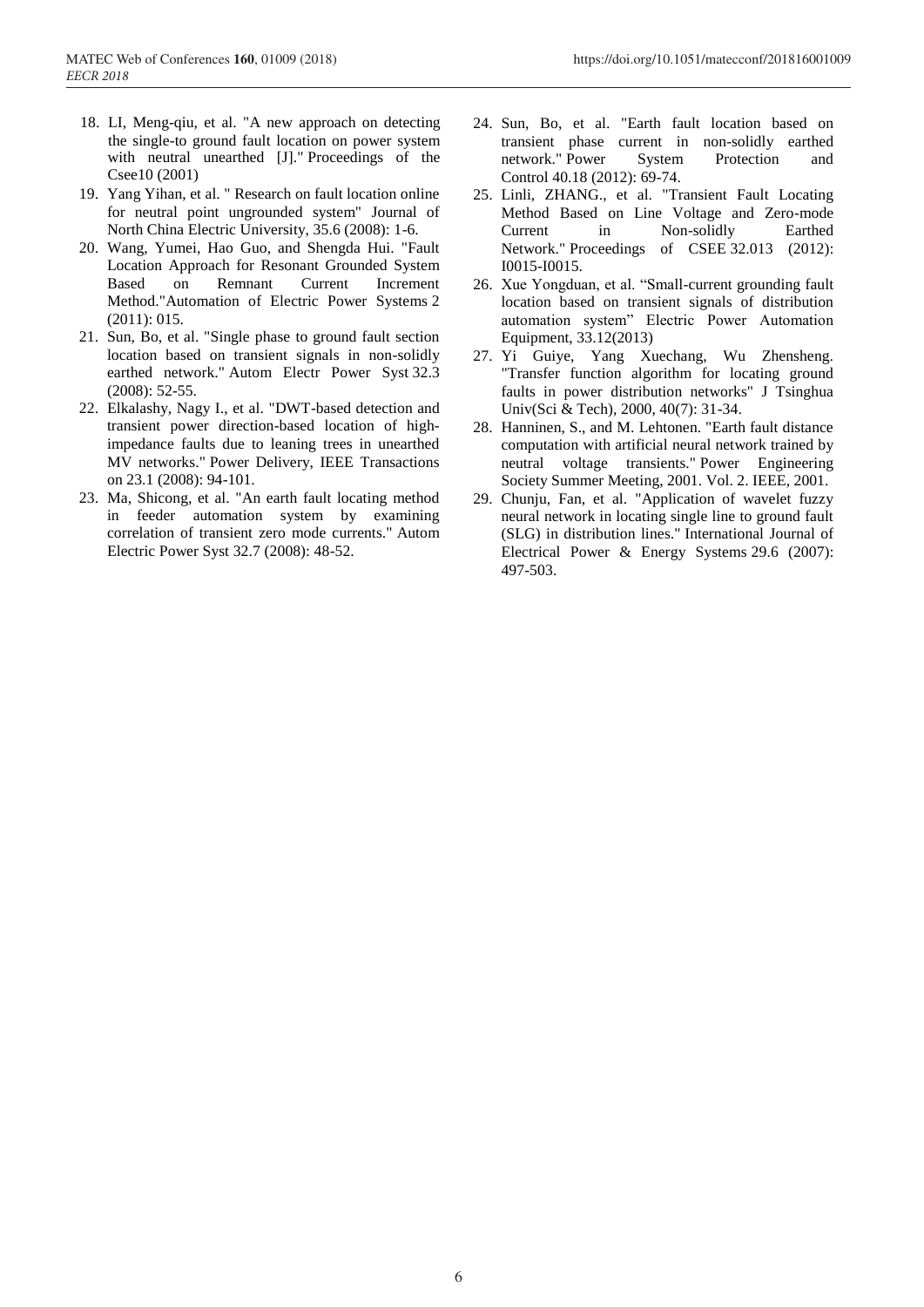18. LI, Meng-qiu, et al. "A new approach on detecting the single-to ground fault location on power system with neutral unearthed [J]." Proceedings of the Csee10 (2001)
19. Yang Yihan, et al. " Research on fault location online for neutral point ungrounded system" Journal of North China Electric University, 35.6 (2008): 1-6.
20. Wang, Yumei, Hao Guo, and Shengda Hui. "Fault Location Approach for Resonant Grounded System Based on Remnant Current Increment Method."Automation of Electric Power Systems 2 (2011): 015.
21. Sun, Bo, et al. "Single phase to ground fault section location based on transient signals in non-solidly earthed network." Autom Electr Power Syst 32.3 (2008): 52-55.
22. Elkalashy, Nagy I., et al. "DWT-based detection and transient power direction-based location of high-impedance faults due to leaning trees in unearthed MV networks." Power Delivery, IEEE Transactions on 23.1 (2008): 94-101.
23. Ma, Shicong, et al. "An earth fault locating method in feeder automation system by examining correlation of transient zero mode currents." Autom Electric Power Syst 32.7 (2008): 48-52.
24. Sun, Bo, et al. "Earth fault location based on transient phase current in non-solidly earthed network." Power System Protection and Control 40.18 (2012): 69-74.
25. Linli, ZHANG., et al. "Transient Fault Locating Method Based on Line Voltage and Zero-mode Current in Non-solidly Earthed Network." Proceedings of CSEE 32.013 (2012): I0015-I0015.
26. Xue Yongduan, et al. "Small-current grounding fault location based on transient signals of distribution automation system" Electric Power Automation Equipment, 33.12(2013)
27. Yi Guiye, Yang Xuechang, Wu Zhensheng. "Transfer function algorithm for locating ground faults in power distribution networks" J Tsinghua Univ(Sci & Tech), 2000, 40(7): 31-34.
28. Hanninen, S., and M. Lehtonen. "Earth fault distance computation with artificial neural network trained by neutral voltage transients." Power Engineering Society Summer Meeting, 2001. Vol. 2. IEEE, 2001.
29. Chunju, Fan, et al. "Application of wavelet fuzzy neural network in locating single line to ground fault (SLG) in distribution lines." International Journal of Electrical Power & Energy Systems 29.6 (2007): 497-503.